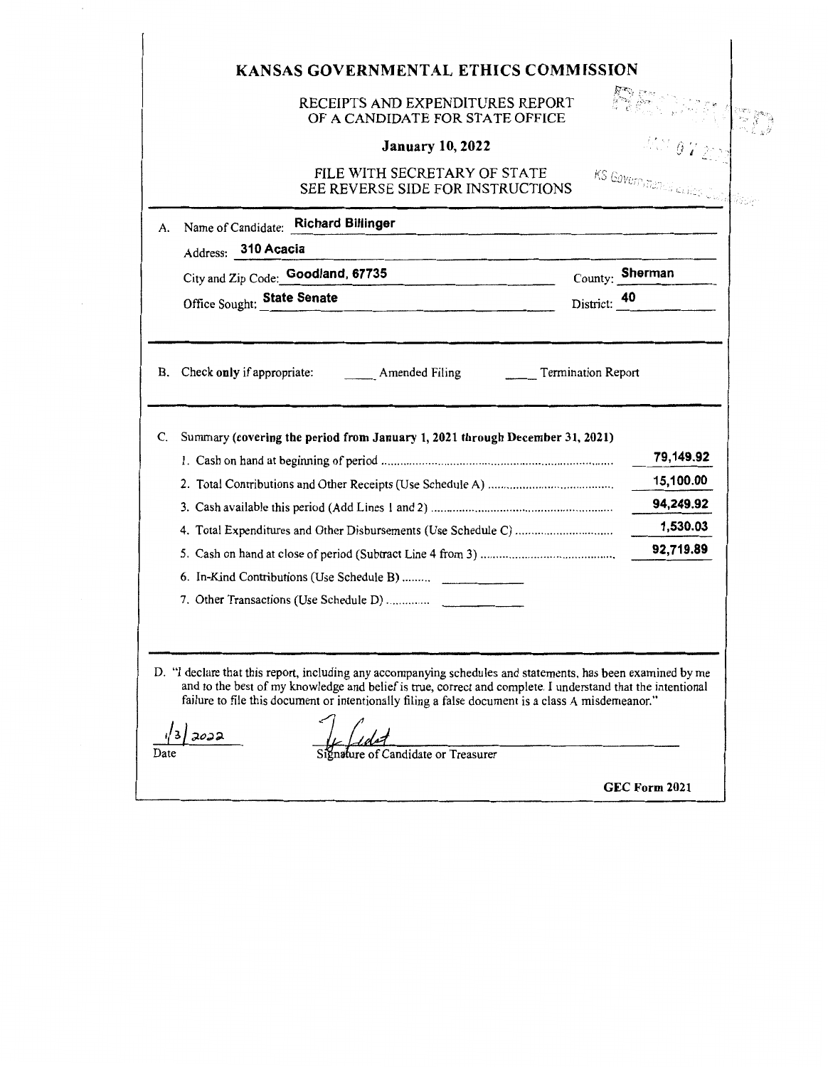# KANSAS GOVERNMENTAL ETHICS COMMISSION

RECEIPTS AND EXPENDITURES REPORT
OF A CANDIDATE FOR STATE OFFICE

**January 10, 2022**

FILE WITH SECRETARY OF STATE
SEE REVERSE SIDE FOR INSTRUCTIONS

RECEIVED
JAN 07 2022
KS Governmental Ethics Commission

A. Name of Candidate: **Richard Billinger**

Address: **310 Acacia**

City and Zip Code: **Goodland, 67735** County: **Sherman**

Office Sought: **State Senate** District: **40**

B. Check **only** if appropriate: _____ Amended Filing _____ Termination Report

C. Summary **(covering the period from January 1, 2021 through December 31, 2021)**

| | |
|---|---|
| 1. Cash on hand at beginning of period | 79,149.92 |
| 2. Total Contributions and Other Receipts (Use Schedule A) | 15,100.00 |
| 3. Cash available this period (Add Lines 1 and 2) | 94,249.92 |
| 4. Total Expenditures and Other Disbursements (Use Schedule C) | 1,530.03 |
| 5. Cash on hand at close of period (Subtract Line 4 from 3) | 92,719.89 |
| 6. In-Kind Contributions (Use Schedule B) | |
| 7. Other Transactions (Use Schedule D) | |

D. "I declare that this report, including any accompanying schedules and statements, has been examined by me and to the best of my knowledge and belief is true, correct and complete. I understand that the intentional failure to file this document or intentionally filing a false document is a class A misdemeanor."

1/3/2022
Date

Signature of Candidate or Treasurer

GEC Form 2021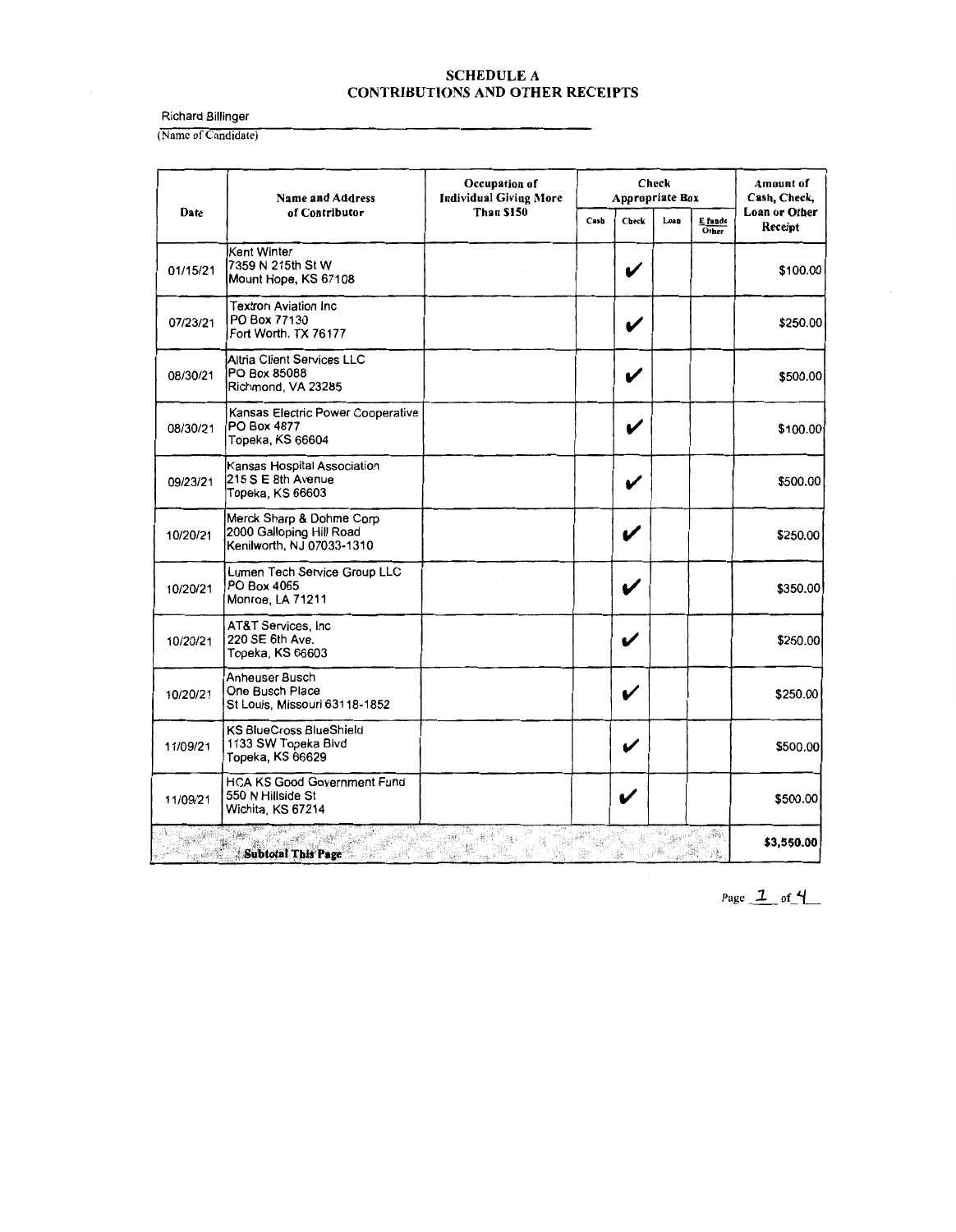# SCHEDULE A
# CONTRIBUTIONS AND OTHER RECEIPTS

Richard Billinger
(Name of Candidate)

| Date | Name and Address of Contributor | Occupation of Individual Giving More Than $150 | Check Appropriate Box | | | | Amount of Cash, Check, Loan or Other Receipt |
|---|---|---|---|---|---|---|---|
| | | | Cash | Check | Loan | E funds Other | |
| 01/15/21 | Kent Winter<br>7359 N 215th St W<br>Mount Hope, KS 67108 | | | ✔ | | | $100.00 |
| 07/23/21 | Textron Aviation Inc<br>PO Box 77130<br>Fort Worth, TX 76177 | | | ✔ | | | $250.00 |
| 08/30/21 | Altria Client Services LLC<br>PO Box 85088<br>Richmond, VA 23285 | | | ✔ | | | $500.00 |
| 08/30/21 | Kansas Electric Power Cooperative<br>PO Box 4877<br>Topeka, KS 66604 | | | ✔ | | | $100.00 |
| 09/23/21 | Kansas Hospital Association<br>215 S E 8th Avenue<br>Topeka, KS 66603 | | | ✔ | | | $500.00 |
| 10/20/21 | Merck Sharp & Dohme Corp<br>2000 Galloping Hill Road<br>Kenilworth, NJ 07033-1310 | | | ✔ | | | $250.00 |
| 10/20/21 | Lumen Tech Service Group LLC<br>PO Box 4065<br>Monroe, LA 71211 | | | ✔ | | | $350.00 |
| 10/20/21 | AT&T Services, Inc<br>220 SE 6th Ave.<br>Topeka, KS 66603 | | | ✔ | | | $250.00 |
| 10/20/21 | Anheuser Busch<br>One Busch Place<br>St Louis, Missouri 63118-1852 | | | ✔ | | | $250.00 |
| 11/09/21 | KS BlueCross BlueShield<br>1133 SW Topeka Blvd<br>Topeka, KS 66629 | | | ✔ | | | $500.00 |
| 11/09/21 | HCA KS Good Government Fund<br>550 N Hillside St<br>Wichita, KS 67214 | | | ✔ | | | $500.00 |
| | **Subtotal This Page** | | | | | | **$3,550.00** |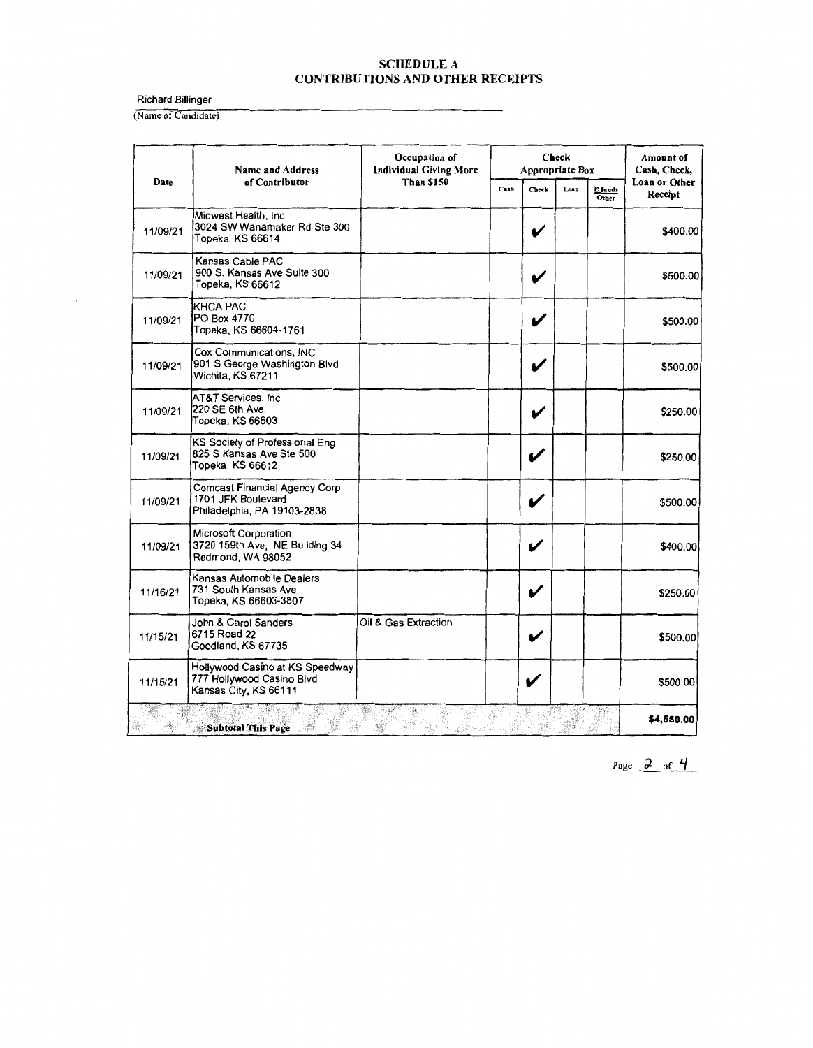# SCHEDULE A
## CONTRIBUTIONS AND OTHER RECEIPTS

Richard Billinger
(Name of Candidate)

| Date | Name and Address of Contributor | Occupation of Individual Giving More Than $150 | Check Appropriate Box | | | | Amount of Cash, Check, Loan or Other Receipt |
|---|---|---|---|---|---|---|---|
| | | | Cash | Check | Loan | E funds Other | |
| 11/09/21 | Midwest Health, Inc 3024 SW Wanamaker Rd Ste 300 Topeka, KS 66614 | | | ✔ | | | $400.00 |
| 11/09/21 | Kansas Cable PAC 900 S. Kansas Ave Suite 300 Topeka, KS 66612 | | | ✔ | | | $500.00 |
| 11/09/21 | KHCA PAC PO Box 4770 Topeka, KS 66604-1761 | | | ✔ | | | $500.00 |
| 11/09/21 | Cox Communications, INC 901 S George Washington Blvd Wichita, KS 67211 | | | ✔ | | | $500.00 |
| 11/09/21 | AT&T Services, Inc 220 SE 6th Ave. Topeka, KS 66603 | | | ✔ | | | $250.00 |
| 11/09/21 | KS Society of Professional Eng 825 S Kansas Ave Ste 500 Topeka, KS 66612 | | | ✔ | | | $250.00 |
| 11/09/21 | Comcast Financial Agency Corp 1701 JFK Boulevard Philadelphia, PA 19103-2838 | | | ✔ | | | $500.00 |
| 11/09/21 | Microsoft Corporation 3720 159th Ave, NE Building 34 Redmond, WA 98052 | | | ✔ | | | $400.00 |
| 11/16/21 | Kansas Automobile Dealers 731 South Kansas Ave Topeka, KS 66603-3807 | | | ✔ | | | $250.00 |
| 11/15/21 | John & Carol Sanders 6715 Road 22 Goodland, KS 67735 | Oil & Gas Extraction | | ✔ | | | $500.00 |
| 11/15/21 | Hollywood Casino at KS Speedway 777 Hollywood Casino Blvd Kansas City, KS 66111 | | | ✔ | | | $500.00 |
| | **Subtotal This Page** | | | | | | **$4,550.00** |

Page 2 of 4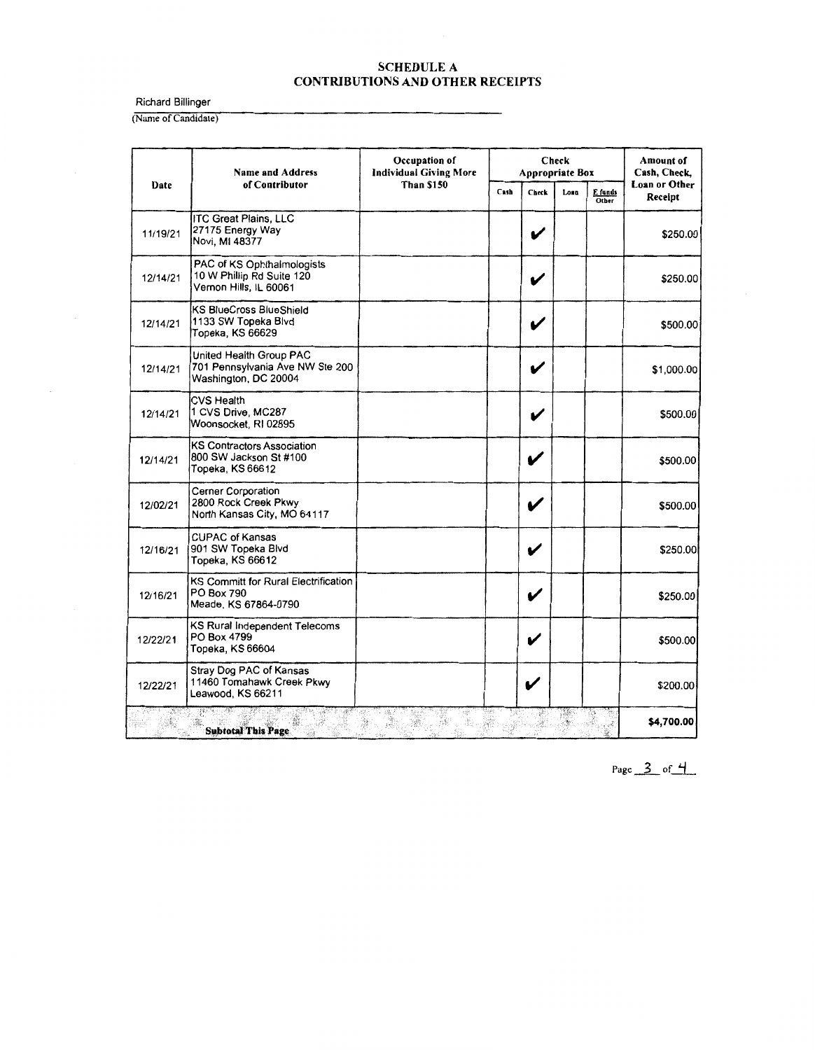# SCHEDULE A
## CONTRIBUTIONS AND OTHER RECEIPTS

Richard Billinger

(Name of Candidate)

| Date | Name and Address of Contributor | Occupation of Individual Giving More Than $150 | Check Appropriate Box | | | | Amount of Cash, Check, Loan or Other Receipt |
|---|---|---|---|---|---|---|---|
| | | | Cash | Check | Loan | E funds Other | |
| 11/19/21 | ITC Great Plains, LLC<br>27175 Energy Way<br>Novi, MI 48377 | | | ✔ | | | $250.00 |
| 12/14/21 | PAC of KS Ophthalmologists<br>10 W Phillip Rd Suite 120<br>Vernon Hills, IL 60061 | | | ✔ | | | $250.00 |
| 12/14/21 | KS BlueCross BlueShield<br>1133 SW Topeka Blvd<br>Topeka, KS 66629 | | | ✔ | | | $500.00 |
| 12/14/21 | United Health Group PAC<br>701 Pennsylvania Ave NW Ste 200<br>Washington, DC 20004 | | | ✔ | | | $1,000.00 |
| 12/14/21 | CVS Health<br>1 CVS Drive, MC287<br>Woonsocket, RI 02895 | | | ✔ | | | $500.00 |
| 12/14/21 | KS Contractors Association<br>800 SW Jackson St #100<br>Topeka, KS 66612 | | | ✔ | | | $500.00 |
| 12/02/21 | Cerner Corporation<br>2800 Rock Creek Pkwy<br>North Kansas City, MO 64117 | | | ✔ | | | $500.00 |
| 12/16/21 | CUPAC of Kansas<br>901 SW Topeka Blvd<br>Topeka, KS 66612 | | | ✔ | | | $250.00 |
| 12/16/21 | KS Committ for Rural Electrification<br>PO Box 790<br>Meade, KS 67864-0790 | | | ✔ | | | $250.00 |
| 12/22/21 | KS Rural Independent Telecoms<br>PO Box 4799<br>Topeka, KS 66604 | | | ✔ | | | $500.00 |
| 12/22/21 | Stray Dog PAC of Kansas<br>11460 Tomahawk Creek Pkwy<br>Leawood, KS 66211 | | | ✔ | | | $200.00 |
| | **Subtotal This Page** | | | | | | **$4,700.00** |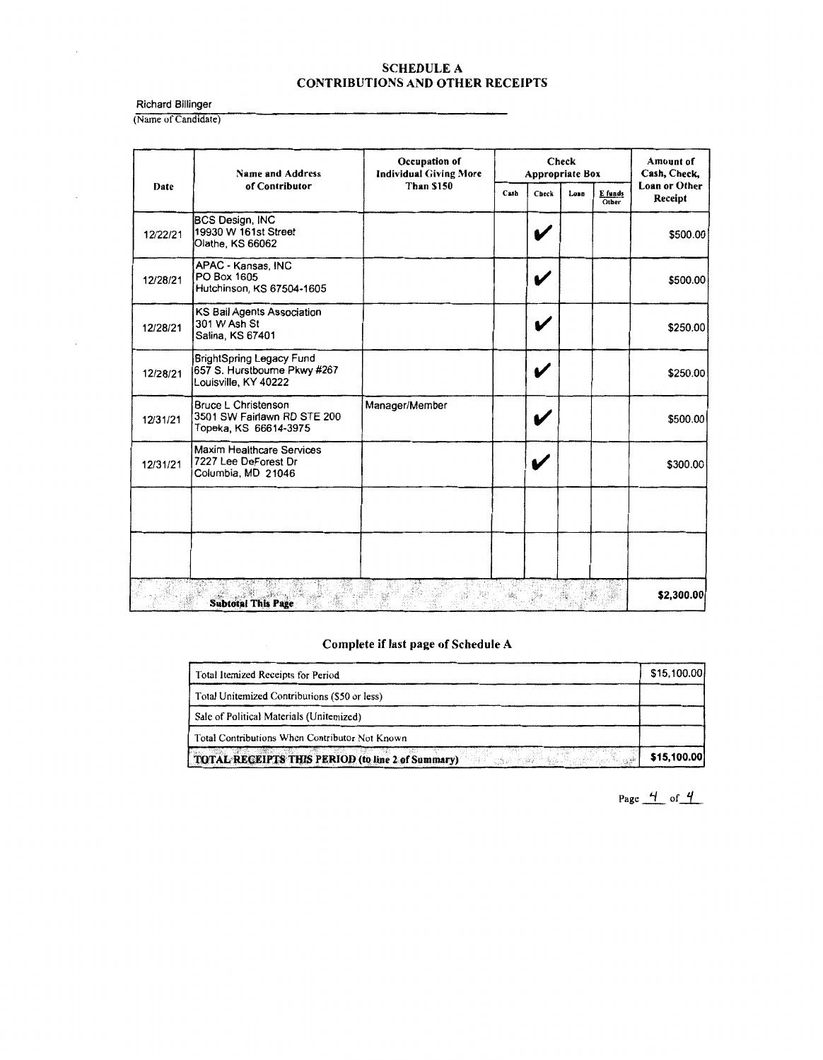## SCHEDULE A
## CONTRIBUTIONS AND OTHER RECEIPTS

Richard Billinger
(Name of Candidate)

| Date | Name and Address of Contributor | Occupation of Individual Giving More Than $150 | Check Appropriate Box | | | | Amount of Cash, Check, Loan or Other Receipt |
|---|---|---|---|---|---|---|---|
| | | | Cash | Check | Loan | E funds Other | |
| 12/22/21 | BCS Design, INC<br>19930 W 161st Street<br>Olathe, KS 66062 | | | ✔ | | | $500.00 |
| 12/28/21 | APAC - Kansas, INC<br>PO Box 1605<br>Hutchinson, KS 67504-1605 | | | ✔ | | | $500.00 |
| 12/28/21 | KS Bail Agents Association<br>301 W Ash St<br>Salina, KS 67401 | | | ✔ | | | $250.00 |
| 12/28/21 | BrightSpring Legacy Fund<br>657 S. Hurstbourne Pkwy #267<br>Louisville, KY 40222 | | | ✔ | | | $250.00 |
| 12/31/21 | Bruce L Christenson<br>3501 SW Fairlawn RD STE 200<br>Topeka, KS 66614-3975 | Manager/Member | | ✔ | | | $500.00 |
| 12/31/21 | Maxim Healthcare Services<br>7227 Lee DeForest Dr<br>Columbia, MD 21046 | | | ✔ | | | $300.00 |
| | | | | | | | |
| | | | | | | | |
| | **Subtotal This Page** | | | | | | **$2,300.00** |

### Complete if last page of Schedule A

| | |
|---|---|
| Total Itemized Receipts for Period | $15,100.00 |
| Total Unitemized Contributions ($50 or less) | |
| Sale of Political Materials (Unitemized) | |
| Total Contributions When Contributor Not Known | |
| **TOTAL RECEIPTS THIS PERIOD (to line 2 of Summary)** | **$15,100.00** |

Page 4 of 4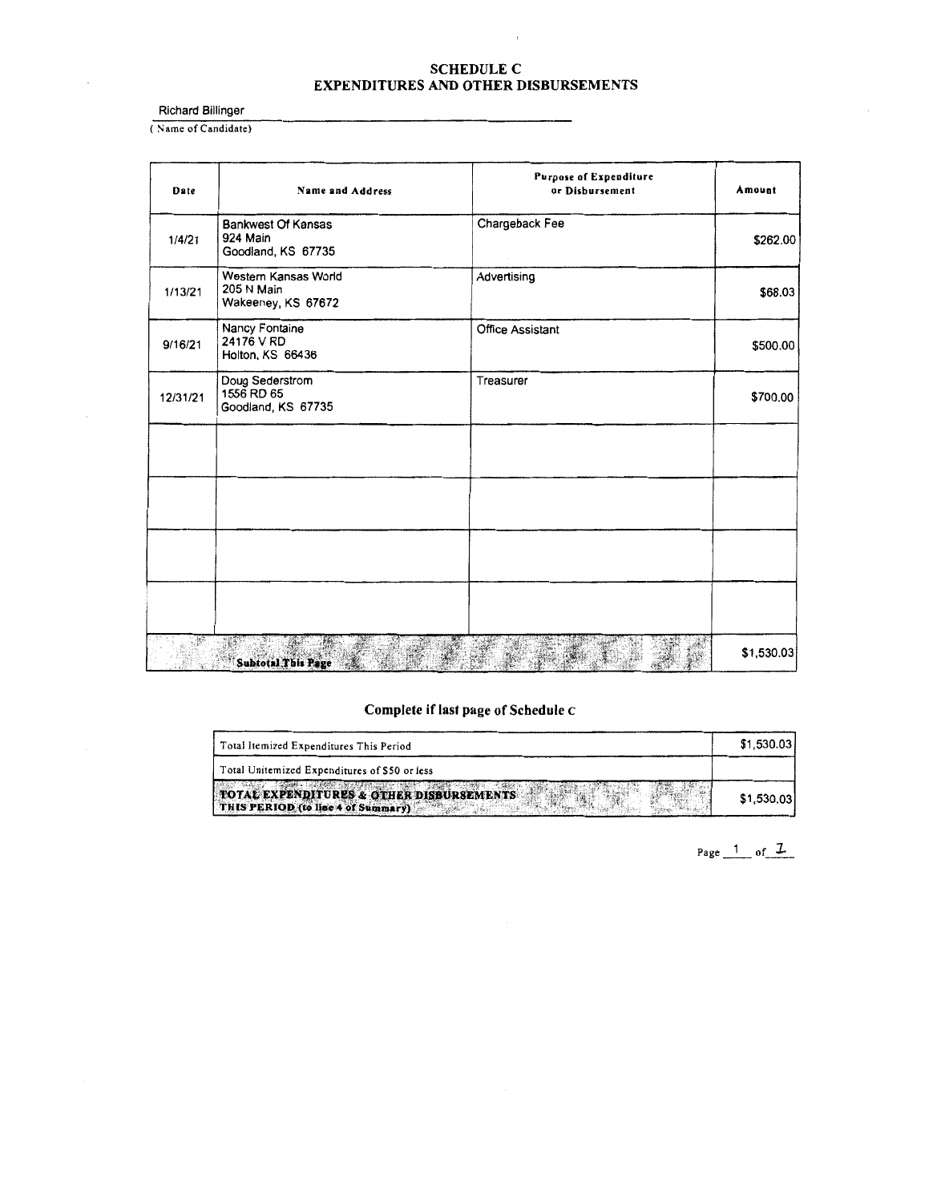# SCHEDULE C
## EXPENDITURES AND OTHER DISBURSEMENTS

Richard Billinger
( Name of Candidate)

| Date | Name and Address | Purpose of Expenditure or Disbursement | Amount |
|---|---|---|---|
| 1/4/21 | Bankwest Of Kansas<br>924 Main<br>Goodland, KS 67735 | Chargeback Fee | $262.00 |
| 1/13/21 | Western Kansas World<br>205 N Main<br>Wakeeney, KS 67672 | Advertising | $68.03 |
| 9/16/21 | Nancy Fontaine<br>24176 V RD<br>Holton, KS 66436 | Office Assistant | $500.00 |
| 12/31/21 | Doug Sederstrom<br>1556 RD 65<br>Goodland, KS 67735 | Treasurer | $700.00 |
| | | | |
| | | | |
| | | | |
| | | | |
| | **Subtotal This Page** | | $1,530.03 |

### Complete if last page of Schedule C

| | |
|---|---|
| Total Itemized Expenditures This Period | $1,530.03 |
| Total Unitemized Expenditures of $50 or less | |
| **TOTAL EXPENDITURES & OTHER DISBURSEMENTS THIS PERIOD (to line 4 of Summary)** | $1,530.03 |

Page 1 of 1